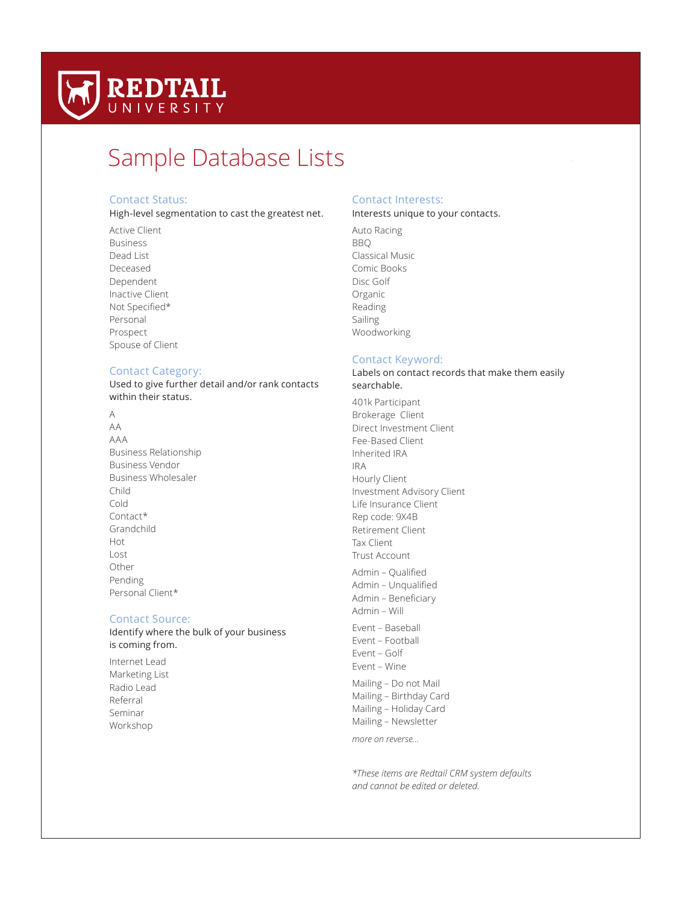# REDTAIL UNIVERSITY

## Sample Database Lists

### Contact Status:

High-level segmentation to cast the greatest net.

Active Client
Business
Dead List
Deceased
Dependent
Inactive Client
Not Specified*
Personal
Prospect
Spouse of Client

### Contact Category:

Used to give further detail and/or rank contacts within their status.

A
AA
AAA
Business Relationship
Business Vendor
Business Wholesaler
Child
Cold
Contact*
Grandchild
Hot
Lost
Other
Pending
Personal Client*

### Contact Source:

Identify where the bulk of your business is coming from.

Internet Lead
Marketing List
Radio Lead
Referral
Seminar
Workshop

### Contact Interests:

Interests unique to your contacts.

Auto Racing
BBQ
Classical Music
Comic Books
Disc Golf
Organic
Reading
Sailing
Woodworking

### Contact Keyword:

Labels on contact records that make them easily searchable.

401k Participant
Brokerage Client
Direct Investment Client
Fee-Based Client
Inherited IRA
IRA
Hourly Client
Investment Advisory Client
Life Insurance Client
Rep code: 9X4B
Retirement Client
Tax Client
Trust Account

Admin – Qualified
Admin – Unqualified
Admin – Beneficiary
Admin – Will

Event – Baseball
Event – Football
Event – Golf
Event – Wine

Mailing – Do not Mail
Mailing – Birthday Card
Mailing – Holiday Card
Mailing – Newsletter

*more on reverse...*

*\*These items are Redtail CRM system defaults and cannot be edited or deleted.*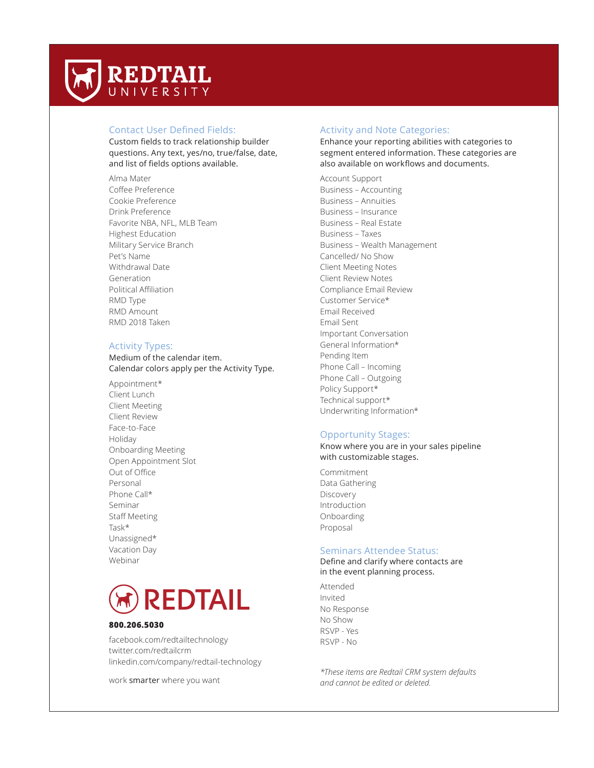REDTAIL UNIVERSITY

## Contact User Defined Fields:

Custom fields to track relationship builder questions. Any text, yes/no, true/false, date, and list of fields options available.

Alma Mater
Coffee Preference
Cookie Preference
Drink Preference
Favorite NBA, NFL, MLB Team
Highest Education
Military Service Branch
Pet's Name
Withdrawal Date
Generation
Political Affiliation
RMD Type
RMD Amount
RMD 2018 Taken

## Activity Types:

Medium of the calendar item.
Calendar colors apply per the Activity Type.

Appointment*
Client Lunch
Client Meeting
Client Review
Face-to-Face
Holiday
Onboarding Meeting
Open Appointment Slot
Out of Office
Personal
Phone Call*
Seminar
Staff Meeting
Task*
Unassigned*
Vacation Day
Webinar

REDTAIL

**800.206.5030**

facebook.com/redtailtechnology
twitter.com/redtailcrm
linkedin.com/company/redtail-technology

work **smarter** where you want

## Activity and Note Categories:

Enhance your reporting abilities with categories to segment entered information. These categories are also available on workflows and documents.

Account Support
Business – Accounting
Business – Annuities
Business – Insurance
Business – Real Estate
Business – Taxes
Business – Wealth Management
Cancelled/ No Show
Client Meeting Notes
Client Review Notes
Compliance Email Review
Customer Service*
Email Received
Email Sent
Important Conversation
General Information*
Pending Item
Phone Call – Incoming
Phone Call – Outgoing
Policy Support*
Technical support*
Underwriting Information*

## Opportunity Stages:

Know where you are in your sales pipeline with customizable stages.

Commitment
Data Gathering
Discovery
Introduction
Onboarding
Proposal

## Seminars Attendee Status:

Define and clarify where contacts are in the event planning process.

Attended
Invited
No Response
No Show
RSVP - Yes
RSVP - No

*\*These items are Redtail CRM system defaults and cannot be edited or deleted.*